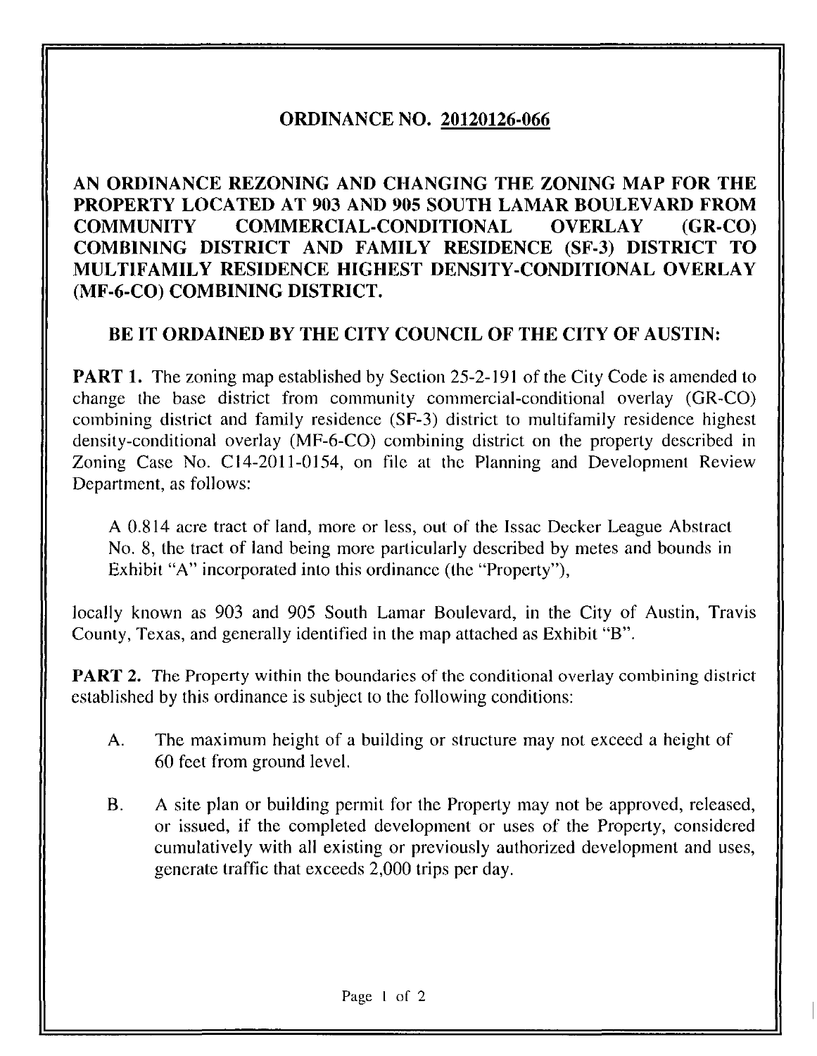# ORDINANCE NO. 20120126-066

## AN ORDINANCE REZONING AND CHANGING THE ZONING MAP FOR THE PROPERTY LOCATED AT 903 AND 905 SOUTH LAMAR BOULEVARD FROM COMMUNITY COMMERCIAL-CONDITIONAL OVERLAY (GR-CO) COMBINING DISTRICT AND FAMILY RESIDENCE (SF-3) DISTRICT TO MULTIFAMILY RESIDENCE HIGHEST DENSITY-CONDITIONAL OVERLAY (MF-6-CO) COMBINING DISTRICT.

## BE IT ORDAINED BY THE CITY COUNCIL OF THE CITY OF AUSTIN:

**PART 1.** The zoning map established by Section 25-2-191 of the City Code is amended to change the base district from community commercial-conditional overlay (GR-CO) combining district and family residence (SF-3) district to multifamily residence highest density-conditional overlay (MF-6-CO) combining district on the property described in Zoning Case No. C14-2011-0154, on file at the Planning and Development Review Department, as follows:

> A 0.814 acre tract of land, more or less, out of the Issac Decker League Abstract No. 8, the tract of land being more particularly described by metes and bounds in Exhibit "A" incorporated into this ordinance (the "Property"),

locally known as 903 and 905 South Lamar Boulevard, in the City of Austin, Travis County, Texas, and generally identified in the map attached as Exhibit "B".

**PART 2.** The Property within the boundaries of the conditional overlay combining district established by this ordinance is subject to the following conditions:

A. The maximum height of a building or structure may not exceed a height of 60 feet from ground level.

B. A site plan or building permit for the Property may not be approved, released, or issued, if the completed development or uses of the Property, considered cumulatively with all existing or previously authorized development and uses, generate traffic that exceeds 2,000 trips per day.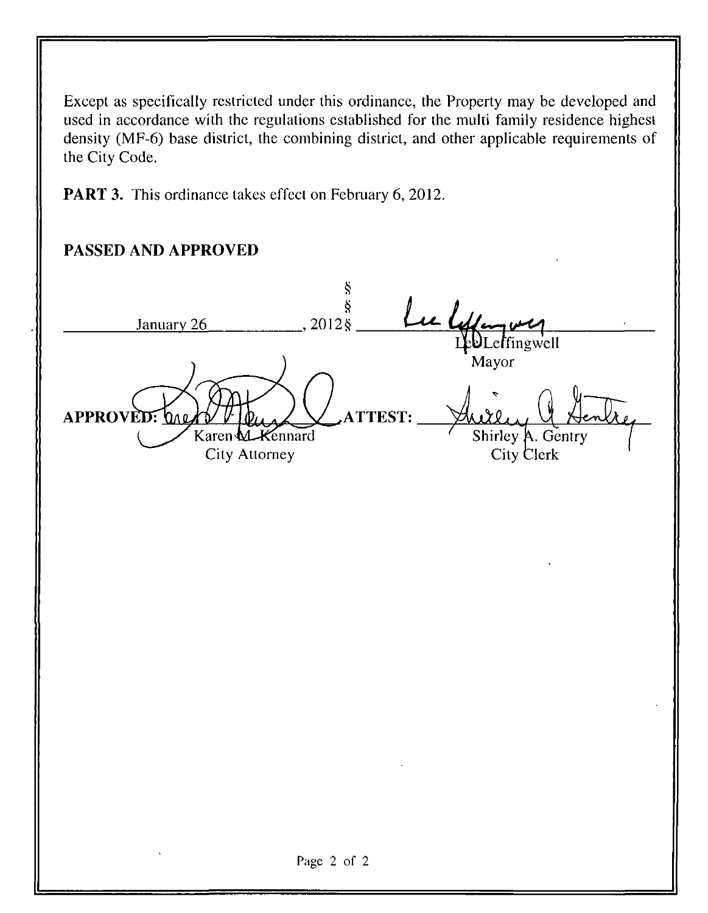Except as specifically restricted under this ordinance, the Property may be developed and used in accordance with the regulations established for the multi family residence highest density (MF-6) base district, the combining district, and other applicable requirements of the City Code.

**PART 3.** This ordinance takes effect on February 6, 2012.

**PASSED AND APPROVED**

§
§
January 26, 2012 §

Lee Leffingwell
Mayor

**APPROVED:** Karen M. Kennard
City Attorney

**ATTEST:** Shirley A. Gentry
City Clerk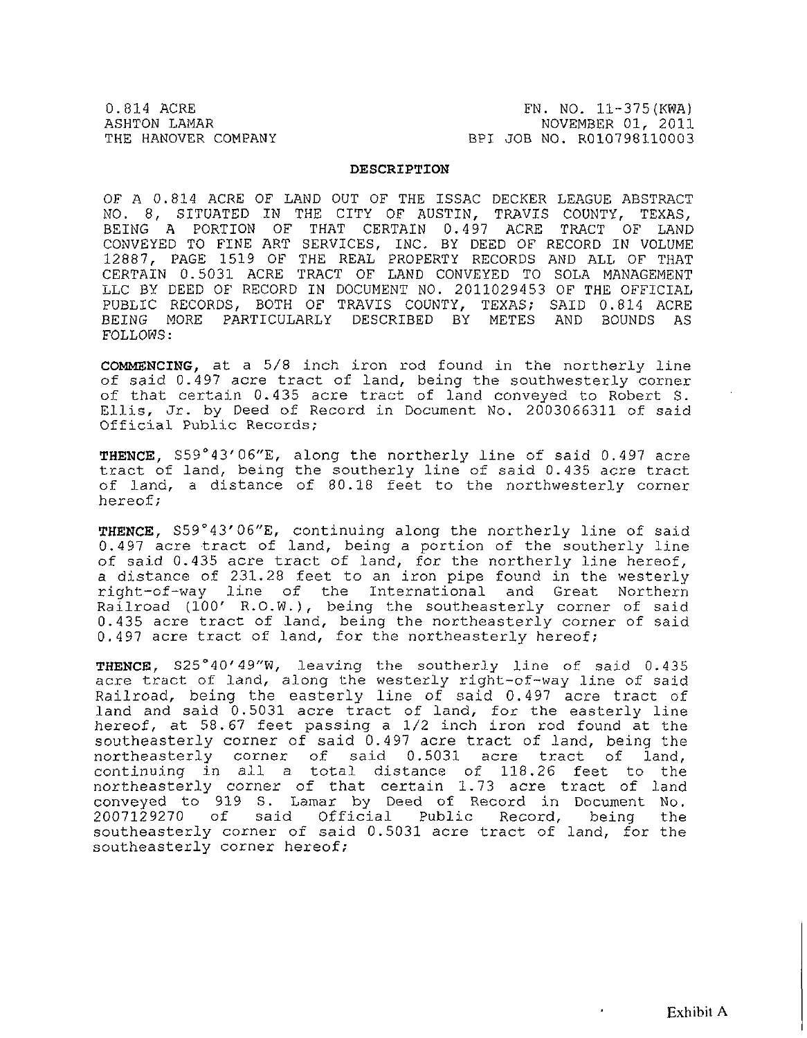0.814 ACRE
ASHTON LAMAR
THE HANOVER COMPANY

FN. NO. 11-375(KWA)
NOVEMBER 01, 2011
BPI JOB NO. R010798110003

**DESCRIPTION**

OF A 0.814 ACRE OF LAND OUT OF THE ISSAC DECKER LEAGUE ABSTRACT NO. 8, SITUATED IN THE CITY OF AUSTIN, TRAVIS COUNTY, TEXAS, BEING A PORTION OF THAT CERTAIN 0.497 ACRE TRACT OF LAND CONVEYED TO FINE ART SERVICES, INC. BY DEED OF RECORD IN VOLUME 12887, PAGE 1519 OF THE REAL PROPERTY RECORDS AND ALL OF THAT CERTAIN 0.5031 ACRE TRACT OF LAND CONVEYED TO SOLA MANAGEMENT LLC BY DEED OF RECORD IN DOCUMENT NO. 2011029453 OF THE OFFICIAL PUBLIC RECORDS, BOTH OF TRAVIS COUNTY, TEXAS; SAID 0.814 ACRE BEING MORE PARTICULARLY DESCRIBED BY METES AND BOUNDS AS FOLLOWS:

**COMMENCING**, at a 5/8 inch iron rod found in the northerly line of said 0.497 acre tract of land, being the southwesterly corner of that certain 0.435 acre tract of land conveyed to Robert S. Ellis, Jr. by Deed of Record in Document No. 2003066311 of said Official Public Records;

**THENCE**, S59°43'06"E, along the northerly line of said 0.497 acre tract of land, being the southerly line of said 0.435 acre tract of land, a distance of 80.18 feet to the northwesterly corner hereof;

**THENCE**, S59°43'06"E, continuing along the northerly line of said 0.497 acre tract of land, being a portion of the southerly line of said 0.435 acre tract of land, for the northerly line hereof, a distance of 231.28 feet to an iron pipe found in the westerly right-of-way line of the International and Great Northern Railroad (100' R.O.W.), being the southeasterly corner of said 0.435 acre tract of land, being the northeasterly corner of said 0.497 acre tract of land, for the northeasterly hereof;

**THENCE**, S25°40'49"W, leaving the southerly line of said 0.435 acre tract of land, along the westerly right-of-way line of said Railroad, being the easterly line of said 0.497 acre tract of land and said 0.5031 acre tract of land, for the easterly line hereof, at 58.67 feet passing a 1/2 inch iron rod found at the southeasterly corner of said 0.497 acre tract of land, being the northeasterly corner of said 0.5031 acre tract of land, continuing in all a total distance of 118.26 feet to the northeasterly corner of that certain 1.73 acre tract of land conveyed to 919 S. Lamar by Deed of Record in Document No. 2007129270 of said Official Public Record, being the southeasterly corner of said 0.5031 acre tract of land, for the southeasterly corner hereof;

Exhibit A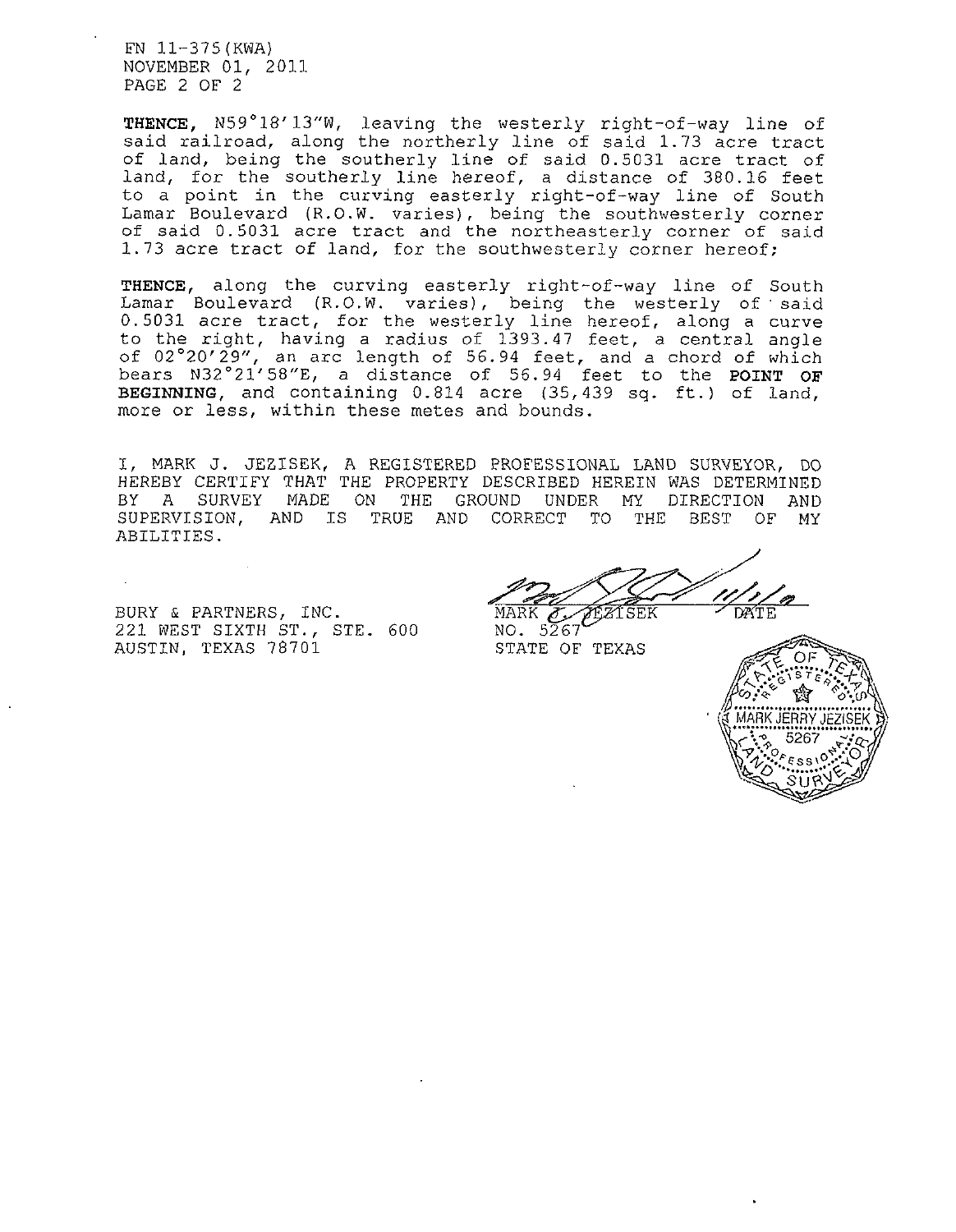FN 11-375(KWA)
NOVEMBER 01, 2011

**THENCE,** N59°18'13"W, leaving the westerly right-of-way line of said railroad, along the northerly line of said 1.73 acre tract of land, being the southerly line of said 0.5031 acre tract of land, for the southerly line hereof, a distance of 380.16 feet to a point in the curving easterly right-of-way line of South Lamar Boulevard (R.O.W. varies), being the southwesterly corner of said 0.5031 acre tract and the northeasterly corner of said 1.73 acre tract of land, for the southwesterly corner hereof;

**THENCE,** along the curving easterly right-of-way line of South Lamar Boulevard (R.O.W. varies), being the westerly of said 0.5031 acre tract, for the westerly line hereof, along a curve to the right, having a radius of 1393.47 feet, a central angle of 02°20'29", an arc length of 56.94 feet, and a chord of which bears N32°21'58"E, a distance of 56.94 feet to the **POINT OF BEGINNING**, and containing 0.814 acre (35,439 sq. ft.) of land, more or less, within these metes and bounds.

I, MARK J. JEZISEK, A REGISTERED PROFESSIONAL LAND SURVEYOR, DO HEREBY CERTIFY THAT THE PROPERTY DESCRIBED HEREIN WAS DETERMINED BY A SURVEY MADE ON THE GROUND UNDER MY DIRECTION AND SUPERVISION, AND IS TRUE AND CORRECT TO THE BEST OF MY ABILITIES.

BURY & PARTNERS, INC.
221 WEST SIXTH ST., STE. 600
AUSTIN, TEXAS 78701

11/1/11
MARK J. JEZISEK DATE
NO. 5267
STATE OF TEXAS

STATE OF TEXAS
REGISTERED
MARK JERRY JEZISEK
5267
PROFESSIONAL
LAND SURVEYOR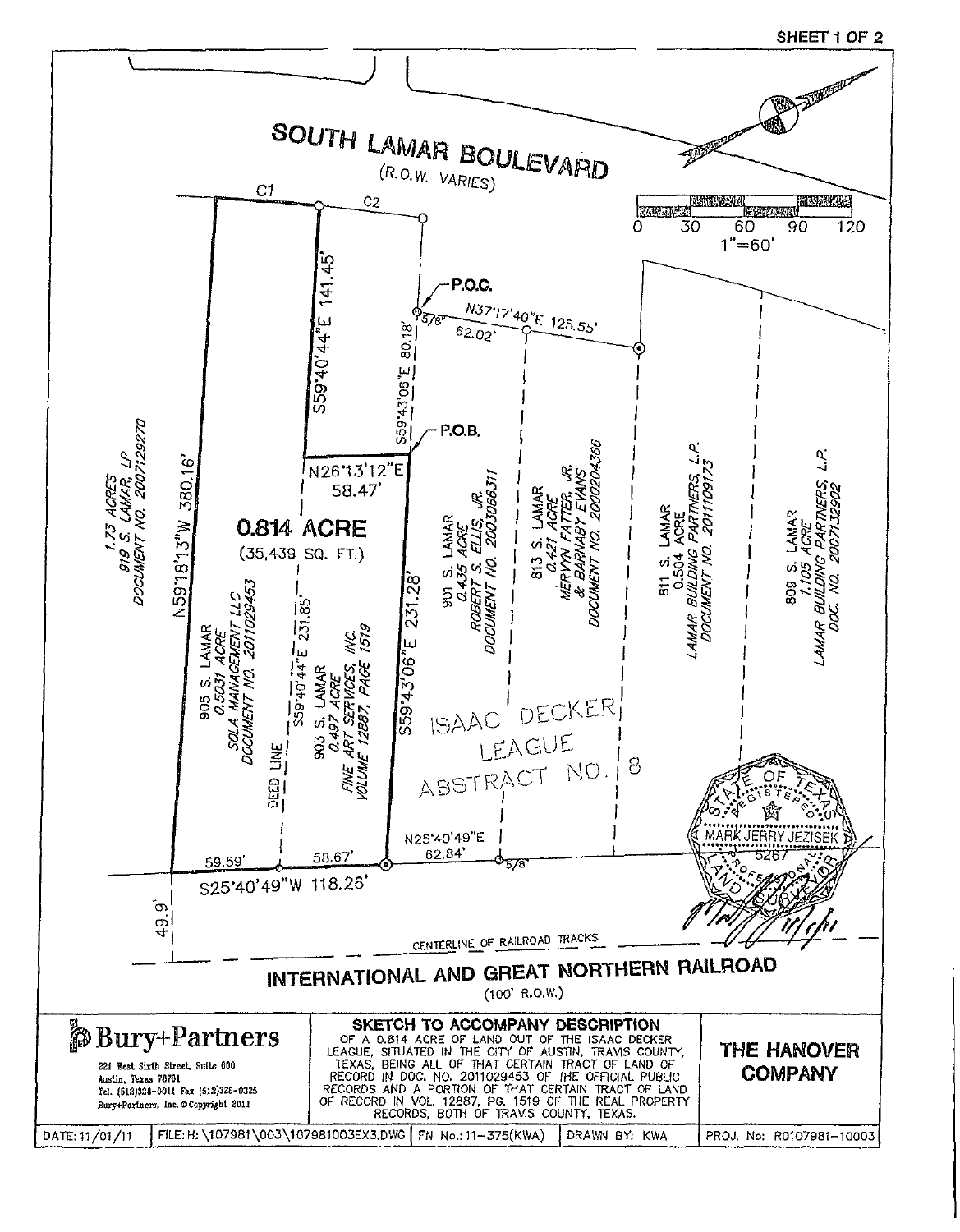SHEET 1 OF 2

# SOUTH LAMAR BOULEVARD

(R.O.W. VARIES)

0 30 60 90 120

1"=60'

C1

C2

P.O.C.

5/8"

N37°17'40"E 125.55'

62.02'

S59°40'44"E 141.45'

S59°43'06"E 80.18'

P.O.B.

N26°13'12"E 58.47'

**0.814 ACRE**

(35,439 SQ. FT.)

N59°18'13"W 380.16'

S59°43'06"E 231.28'

S59°40'44"E 231.85'

1.73 ACRES
919 S. LAMAR, LP
DOCUMENT NO. 2007129270

905 S. LAMAR
0.5031 ACRE
SOLA MANAGEMENT LLC
DOCUMENT NO. 2011029453

DEED LINE

903 S. LAMAR
0.497 ACRE
FINE ART SERVICES, INC.
VOLUME 12887, PAGE 1519

901 S. LAMAR
0.435 ACRE
ROBERT S. ELLIS, JR.
DOCUMENT NO. 2003066311

813 S. LAMAR
0.421 ACRE
MERVYN FATTER, JR.
& BARNABY EVANS
DOCUMENT NO. 2000204366

811 S. LAMAR
0.504 ACRE
LAMAR BUILDING PARTNERS, L.P.
DOCUMENT NO. 2011109173

809 S. LAMAR
1.105 ACRE
LAMAR BUILDING PARTNERS, L.P.
DOC. NO. 2007132902

ISAAC DECKER
LEAGUE
ABSTRACT NO. 8

N25°40'49"E
62.84'

5/8"

59.59'

58.67'

S25°40'49"W 118.26'

49.9'

STATE OF TEXAS
REGISTERED
MARK JERRY JEZISEK
5267
PROFESSIONAL
LAND SURVEYOR

11/1/11

CENTERLINE OF RAILROAD TRACKS

## INTERNATIONAL AND GREAT NORTHERN RAILROAD

(100' R.O.W.)

**Bury+Partners**
221 West Sixth Street, Suite 600
Austin, Texas 78701
Tel. (512)328-0011 Fax (512)328-0325
Bury+Partners, Inc. ©Copyright 2011

**SKETCH TO ACCOMPANY DESCRIPTION**
OF A 0.814 ACRE OF LAND OUT OF THE ISAAC DECKER LEAGUE, SITUATED IN THE CITY OF AUSTIN, TRAVIS COUNTY, TEXAS, BEING ALL OF THAT CERTAIN TRACT OF LAND OF RECORD IN DOC. NO. 2011029453 OF THE OFFICIAL PUBLIC RECORDS AND A PORTION OF THAT CERTAIN TRACT OF LAND OF RECORD IN VOL. 12887, PG. 1519 OF THE REAL PROPERTY RECORDS, BOTH OF TRAVIS COUNTY, TEXAS.

**THE HANOVER COMPANY**

| DATE: 11/01/11 | FILE: H:\107981\003\107981003EX3.DWG | FN No.: 11-375(KWA) | DRAWN BY: KWA | PROJ. No: R0107981-10003 |
|---|---|---|---|---|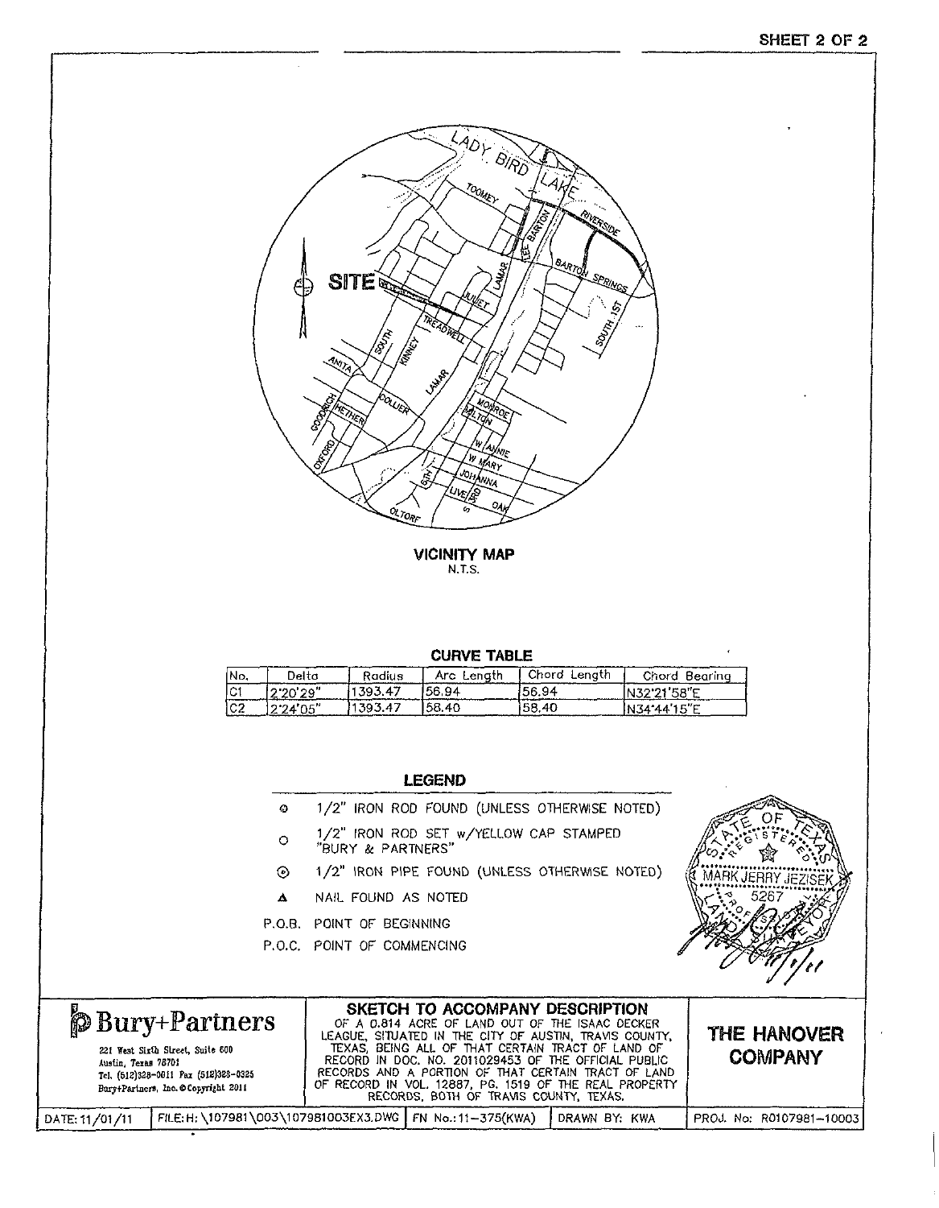SHEET 2 OF 2

**VICINITY MAP**
N.T.S.

**CURVE TABLE**

| No. | Delta | Radius | Arc Length | Chord Length | Chord Bearing |
|---|---|---|---|---|---|
| C1 | 2°20'29" | 1393.47 | 56.94 | 56.94 | N32°21'58"E |
| C2 | 2°24'05" | 1393.47 | 58.40 | 58.40 | N34°44'15"E |

**LEGEND**

- ⊙ 1/2" IRON ROD FOUND (UNLESS OTHERWISE NOTED)
- ○ 1/2" IRON ROD SET w/YELLOW CAP STAMPED "BURY & PARTNERS"
- ⊙ 1/2" IRON PIPE FOUND (UNLESS OTHERWISE NOTED)
- ▲ NAIL FOUND AS NOTED
- P.O.B. POINT OF BEGINNING
- P.O.C. POINT OF COMMENCING

STATE OF TEXAS REGISTERED PROFESSIONAL LAND SURVEYOR MARK JERRY JEZISEK 5267

**Bury+Partners**
221 West Sixth Street, Suite 600
Austin, Texas 78701
Tel. (512)328-0011 Fax (512)328-0325
Bury+Partners, Inc. ©Copyright 2011

**SKETCH TO ACCOMPANY DESCRIPTION**
OF A 0.814 ACRE OF LAND OUT OF THE ISAAC DECKER LEAGUE, SITUATED IN THE CITY OF AUSTIN, TRAVIS COUNTY, TEXAS, BEING ALL OF THAT CERTAIN TRACT OF LAND OF RECORD IN DOC. NO. 2011029453 OF THE OFFICIAL PUBLIC RECORDS AND A PORTION OF THAT CERTAIN TRACT OF LAND OF RECORD IN VOL. 12887, PG. 1519 OF THE REAL PROPERTY RECORDS, BOTH OF TRAVIS COUNTY, TEXAS.

**THE HANOVER COMPANY**

| DATE: 11/01/11 | FILE: H:\107981\003\107981003EX3.DWG | FN No.: 11-375(KWA) | DRAWN BY: KWA | PROJ. No: R0107981-10003 |
|---|---|---|---|---|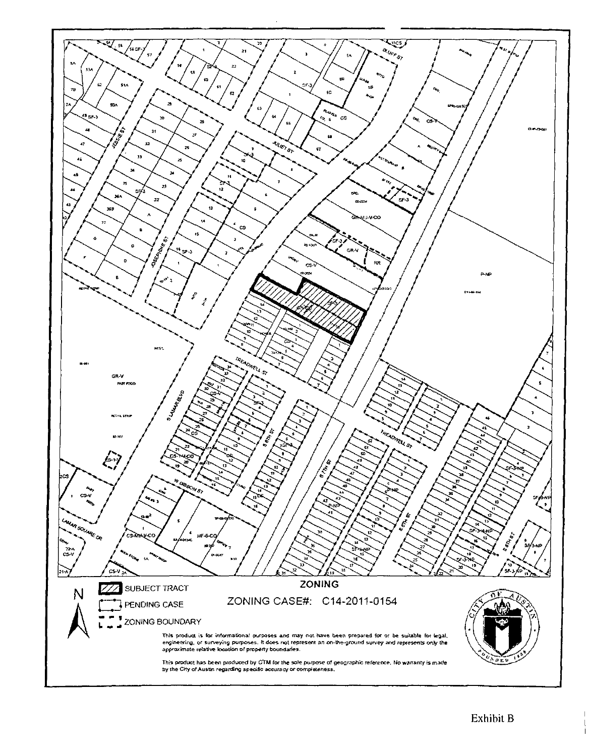SUBJECT TRACT

PENDING CASE

ZONING BOUNDARY

## ZONING

ZONING CASE#: C14-2011-0154

This product is for informational purposes and may not have been prepared for or be suitable for legal, engineering, or surveying purposes. It does not represent an on-the-ground survey and represents only the approximate relative location of property boundaries.

This product has been produced by CTM for the sole purpose of geographic reference. No warranty is made by the City of Austin regarding specific accuracy or completeness.

Exhibit B